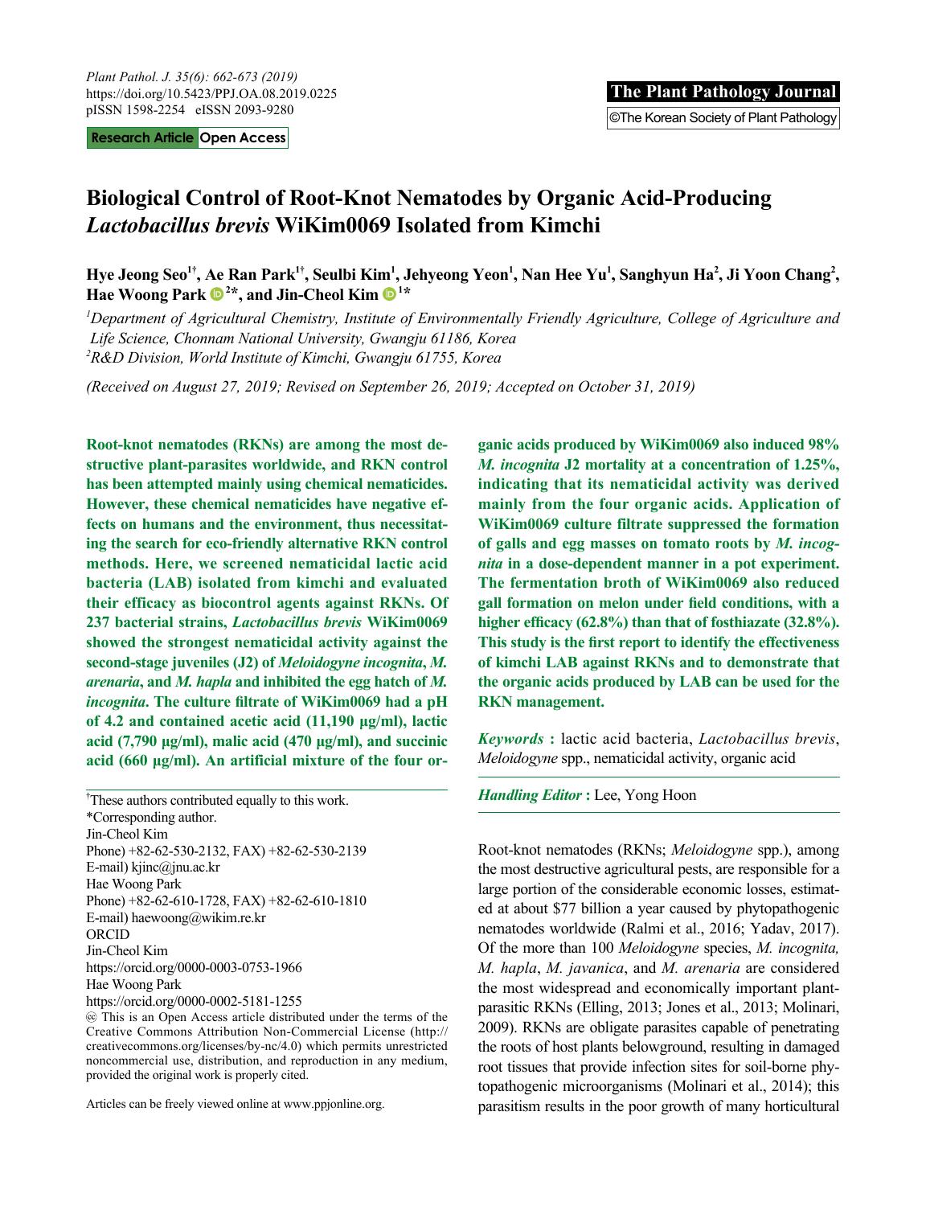Research Article | Open Access

# Biological Control of Root-Knot Nematodes by Organic Acid-Producing *Lactobacillus brevis* WiKim0069 Isolated from Kimchi

**Hye Jeong Seo[1†], Ae Ran Park[1†], Seulbi Kim[1], Jehyeong Yeon[1], Nan Hee Yu[1], Sanghyun Ha[2], Ji Yoon Chang[2], Hae Woong Park[2*], and Jin-Cheol Kim[1*]**

*[1]Department of Agricultural Chemistry, Institute of Environmentally Friendly Agriculture, College of Agriculture and Life Science, Chonnam National University, Gwangju 61186, Korea*
*[2]R&D Division, World Institute of Kimchi, Gwangju 61755, Korea*

*(Received on August 27, 2019; Revised on September 26, 2019; Accepted on October 31, 2019)*

**Root-knot nematodes (RKNs) are among the most destructive plant-parasites worldwide, and RKN control has been attempted mainly using chemical nematicides. However, these chemical nematicides have negative effects on humans and the environment, thus necessitating the search for eco-friendly alternative RKN control methods. Here, we screened nematicidal lactic acid bacteria (LAB) isolated from kimchi and evaluated their efficacy as biocontrol agents against RKNs. Of 237 bacterial strains, *Lactobacillus brevis* WiKim0069 showed the strongest nematicidal activity against the second-stage juveniles (J2) of *Meloidogyne incognita*, *M. arenaria*, and *M. hapla* and inhibited the egg hatch of *M. incognita*. The culture filtrate of WiKim0069 had a pH of 4.2 and contained acetic acid (11,190 µg/ml), lactic acid (7,790 µg/ml), malic acid (470 µg/ml), and succinic acid (660 µg/ml). An artificial mixture of the four organic acids produced by WiKim0069 also induced 98% *M. incognita* J2 mortality at a concentration of 1.25%, indicating that its nematicidal activity was derived mainly from the four organic acids. Application of WiKim0069 culture filtrate suppressed the formation of galls and egg masses on tomato roots by *M. incognita* in a dose-dependent manner in a pot experiment. The fermentation broth of WiKim0069 also reduced gall formation on melon under field conditions, with a higher efficacy (62.8%) than that of fosthiazate (32.8%). This study is the first report to identify the effectiveness of kimchi LAB against RKNs and to demonstrate that the organic acids produced by LAB can be used for the RKN management.**

***Keywords*** **:** lactic acid bacteria, *Lactobacillus brevis*, *Meloidogyne* spp., nematicidal activity, organic acid

***Handling Editor*** **:** Lee, Yong Hoon

†These authors contributed equally to this work.
*Corresponding author.
Jin-Cheol Kim
Phone) +82-62-530-2132, FAX) +82-62-530-2139
E-mail) kjinc@jnu.ac.kr
Hae Woong Park
Phone) +82-62-610-1728, FAX) +82-62-610-1810
E-mail) haewoong@wikim.re.kr
ORCID
Jin-Cheol Kim
https://orcid.org/0000-0003-0753-1966
Hae Woong Park
https://orcid.org/0000-0002-5181-1255

This is an Open Access article distributed under the terms of the Creative Commons Attribution Non-Commercial License (http://creativecommons.org/licenses/by-nc/4.0) which permits unrestricted noncommercial use, distribution, and reproduction in any medium, provided the original work is properly cited.

Articles can be freely viewed online at www.ppjonline.org.

Root-knot nematodes (RKNs; *Meloidogyne* spp.), among the most destructive agricultural pests, are responsible for a large portion of the considerable economic losses, estimated at about $77 billion a year caused by phytopathogenic nematodes worldwide (Ralmi et al., 2016; Yadav, 2017). Of the more than 100 *Meloidogyne* species, *M. incognita, M. hapla*, *M. javanica*, and *M. arenaria* are considered the most widespread and economically important plant-parasitic RKNs (Elling, 2013; Jones et al., 2013; Molinari, 2009). RKNs are obligate parasites capable of penetrating the roots of host plants belowground, resulting in damaged root tissues that provide infection sites for soil-borne phytopathogenic microorganisms (Molinari et al., 2014); this parasitism results in the poor growth of many horticultural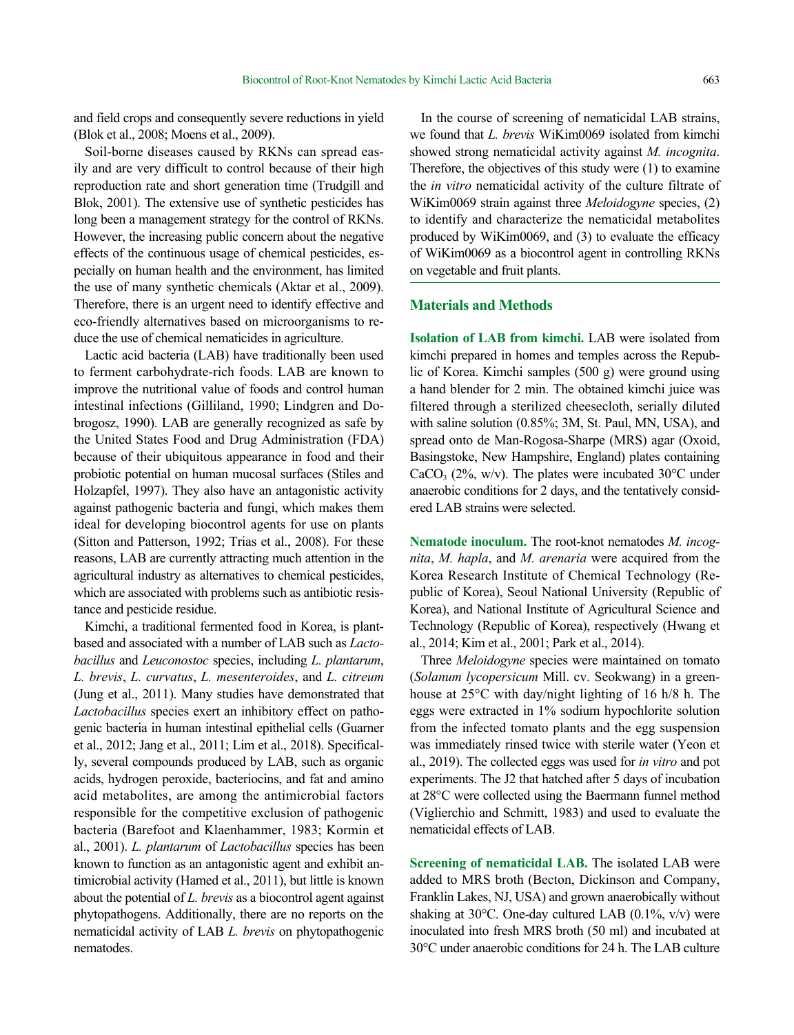and field crops and consequently severe reductions in yield (Blok et al., 2008; Moens et al., 2009).

Soil-borne diseases caused by RKNs can spread easily and are very difficult to control because of their high reproduction rate and short generation time (Trudgill and Blok, 2001). The extensive use of synthetic pesticides has long been a management strategy for the control of RKNs. However, the increasing public concern about the negative effects of the continuous usage of chemical pesticides, especially on human health and the environment, has limited the use of many synthetic chemicals (Aktar et al., 2009). Therefore, there is an urgent need to identify effective and eco-friendly alternatives based on microorganisms to reduce the use of chemical nematicides in agriculture.

Lactic acid bacteria (LAB) have traditionally been used to ferment carbohydrate-rich foods. LAB are known to improve the nutritional value of foods and control human intestinal infections (Gilliland, 1990; Lindgren and Dobrogosz, 1990). LAB are generally recognized as safe by the United States Food and Drug Administration (FDA) because of their ubiquitous appearance in food and their probiotic potential on human mucosal surfaces (Stiles and Holzapfel, 1997). They also have an antagonistic activity against pathogenic bacteria and fungi, which makes them ideal for developing biocontrol agents for use on plants (Sitton and Patterson, 1992; Trias et al., 2008). For these reasons, LAB are currently attracting much attention in the agricultural industry as alternatives to chemical pesticides, which are associated with problems such as antibiotic resistance and pesticide residue.

Kimchi, a traditional fermented food in Korea, is plant-based and associated with a number of LAB such as *Lactobacillus* and *Leuconostoc* species, including *L. plantarum*, *L. brevis*, *L. curvatus*, *L. mesenteroides*, and *L. citreum* (Jung et al., 2011). Many studies have demonstrated that *Lactobacillus* species exert an inhibitory effect on pathogenic bacteria in human intestinal epithelial cells (Guarner et al., 2012; Jang et al., 2011; Lim et al., 2018). Specifically, several compounds produced by LAB, such as organic acids, hydrogen peroxide, bacteriocins, and fat and amino acid metabolites, are among the antimicrobial factors responsible for the competitive exclusion of pathogenic bacteria (Barefoot and Klaenhammer, 1983; Kormin et al., 2001). *L. plantarum* of *Lactobacillus* species has been known to function as an antagonistic agent and exhibit antimicrobial activity (Hamed et al., 2011), but little is known about the potential of *L. brevis* as a biocontrol agent against phytopathogens. Additionally, there are no reports on the nematicidal activity of LAB *L. brevis* on phytopathogenic nematodes.

In the course of screening of nematicidal LAB strains, we found that *L. brevis* WiKim0069 isolated from kimchi showed strong nematicidal activity against *M. incognita*. Therefore, the objectives of this study were (1) to examine the *in vitro* nematicidal activity of the culture filtrate of WiKim0069 strain against three *Meloidogyne* species, (2) to identify and characterize the nematicidal metabolites produced by WiKim0069, and (3) to evaluate the efficacy of WiKim0069 as a biocontrol agent in controlling RKNs on vegetable and fruit plants.

## Materials and Methods

**Isolation of LAB from kimchi.** LAB were isolated from kimchi prepared in homes and temples across the Republic of Korea. Kimchi samples (500 g) were ground using a hand blender for 2 min. The obtained kimchi juice was filtered through a sterilized cheesecloth, serially diluted with saline solution (0.85%; 3M, St. Paul, MN, USA), and spread onto de Man-Rogosa-Sharpe (MRS) agar (Oxoid, Basingstoke, New Hampshire, England) plates containing $CaCO_3$ (2%, w/v). The plates were incubated 30°C under anaerobic conditions for 2 days, and the tentatively considered LAB strains were selected.

**Nematode inoculum.** The root-knot nematodes *M. incognita*, *M. hapla*, and *M. arenaria* were acquired from the Korea Research Institute of Chemical Technology (Republic of Korea), Seoul National University (Republic of Korea), and National Institute of Agricultural Science and Technology (Republic of Korea), respectively (Hwang et al., 2014; Kim et al., 2001; Park et al., 2014).

Three *Meloidogyne* species were maintained on tomato (*Solanum lycopersicum* Mill. cv. Seokwang) in a greenhouse at 25°C with day/night lighting of 16 h/8 h. The eggs were extracted in 1% sodium hypochlorite solution from the infected tomato plants and the egg suspension was immediately rinsed twice with sterile water (Yeon et al., 2019). The collected eggs was used for *in vitro* and pot experiments. The J2 that hatched after 5 days of incubation at 28°C were collected using the Baermann funnel method (Viglierchio and Schmitt, 1983) and used to evaluate the nematicidal effects of LAB.

**Screening of nematicidal LAB.** The isolated LAB were added to MRS broth (Becton, Dickinson and Company, Franklin Lakes, NJ, USA) and grown anaerobically without shaking at 30°C. One-day cultured LAB (0.1%, v/v) were inoculated into fresh MRS broth (50 ml) and incubated at 30°C under anaerobic conditions for 24 h. The LAB culture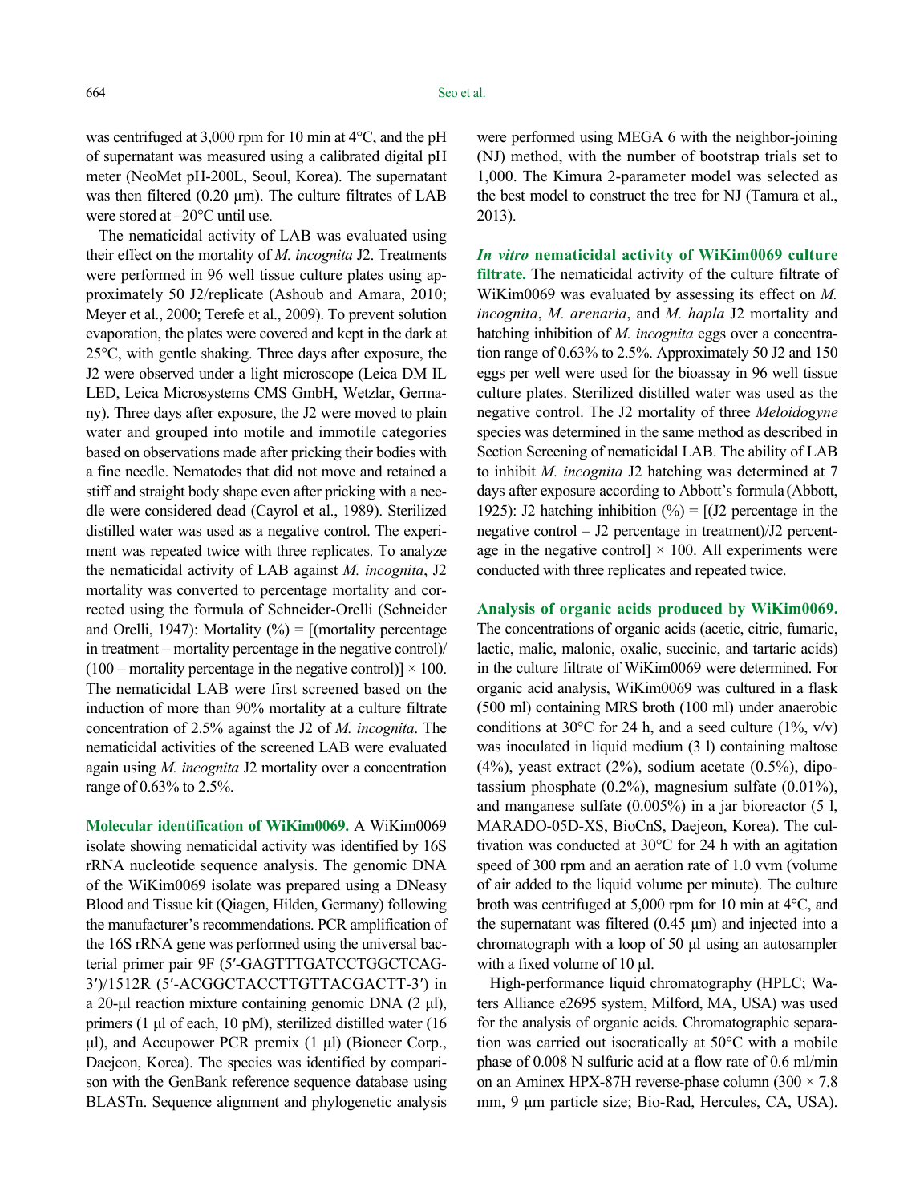was centrifuged at 3,000 rpm for 10 min at 4°C, and the pH of supernatant was measured using a calibrated digital pH meter (NeoMet pH-200L, Seoul, Korea). The supernatant was then filtered (0.20 µm). The culture filtrates of LAB were stored at –20°C until use.

The nematicidal activity of LAB was evaluated using their effect on the mortality of *M. incognita* J2. Treatments were performed in 96 well tissue culture plates using approximately 50 J2/replicate (Ashoub and Amara, 2010; Meyer et al., 2000; Terefe et al., 2009). To prevent solution evaporation, the plates were covered and kept in the dark at 25°C, with gentle shaking. Three days after exposure, the J2 were observed under a light microscope (Leica DM IL LED, Leica Microsystems CMS GmbH, Wetzlar, Germany). Three days after exposure, the J2 were moved to plain water and grouped into motile and immotile categories based on observations made after pricking their bodies with a fine needle. Nematodes that did not move and retained a stiff and straight body shape even after pricking with a needle were considered dead (Cayrol et al., 1989). Sterilized distilled water was used as a negative control. The experiment was repeated twice with three replicates. To analyze the nematicidal activity of LAB against *M. incognita*, J2 mortality was converted to percentage mortality and corrected using the formula of Schneider-Orelli (Schneider and Orelli, 1947): Mortality (%) = [(mortality percentage in treatment – mortality percentage in the negative control)/(100 – mortality percentage in the negative control)] × 100. The nematicidal LAB were first screened based on the induction of more than 90% mortality at a culture filtrate concentration of 2.5% against the J2 of *M. incognita*. The nematicidal activities of the screened LAB were evaluated again using *M. incognita* J2 mortality over a concentration range of 0.63% to 2.5%.

**Molecular identification of WiKim0069.** A WiKim0069 isolate showing nematicidal activity was identified by 16S rRNA nucleotide sequence analysis. The genomic DNA of the WiKim0069 isolate was prepared using a DNeasy Blood and Tissue kit (Qiagen, Hilden, Germany) following the manufacturer's recommendations. PCR amplification of the 16S rRNA gene was performed using the universal bacterial primer pair 9F (5′-GAGTTTGATCCTGGCTCAG-3′)/1512R (5′-ACGGCTACCTTGTTACGACTT-3′) in a 20-µl reaction mixture containing genomic DNA (2 µl), primers (1 µl of each, 10 pM), sterilized distilled water (16 µl), and Accupower PCR premix (1 µl) (Bioneer Corp., Daejeon, Korea). The species was identified by comparison with the GenBank reference sequence database using BLASTn. Sequence alignment and phylogenetic analysis were performed using MEGA 6 with the neighbor-joining (NJ) method, with the number of bootstrap trials set to 1,000. The Kimura 2-parameter model was selected as the best model to construct the tree for NJ (Tamura et al., 2013).

***In vitro* nematicidal activity of WiKim0069 culture filtrate.** The nematicidal activity of the culture filtrate of WiKim0069 was evaluated by assessing its effect on *M. incognita*, *M. arenaria*, and *M. hapla* J2 mortality and hatching inhibition of *M. incognita* eggs over a concentration range of 0.63% to 2.5%. Approximately 50 J2 and 150 eggs per well were used for the bioassay in 96 well tissue culture plates. Sterilized distilled water was used as the negative control. The J2 mortality of three *Meloidogyne* species was determined in the same method as described in Section Screening of nematicidal LAB. The ability of LAB to inhibit *M. incognita* J2 hatching was determined at 7 days after exposure according to Abbott's formula (Abbott, 1925): J2 hatching inhibition (%) = [(J2 percentage in the negative control – J2 percentage in treatment)/J2 percentage in the negative control] × 100. All experiments were conducted with three replicates and repeated twice.

**Analysis of organic acids produced by WiKim0069.** The concentrations of organic acids (acetic, citric, fumaric, lactic, malic, malonic, oxalic, succinic, and tartaric acids) in the culture filtrate of WiKim0069 were determined. For organic acid analysis, WiKim0069 was cultured in a flask (500 ml) containing MRS broth (100 ml) under anaerobic conditions at 30°C for 24 h, and a seed culture (1%, v/v) was inoculated in liquid medium (3 l) containing maltose (4%), yeast extract (2%), sodium acetate (0.5%), dipotassium phosphate (0.2%), magnesium sulfate (0.01%), and manganese sulfate (0.005%) in a jar bioreactor (5 l, MARADO-05D-XS, BioCnS, Daejeon, Korea). The cultivation was conducted at 30°C for 24 h with an agitation speed of 300 rpm and an aeration rate of 1.0 vvm (volume of air added to the liquid volume per minute). The culture broth was centrifuged at 5,000 rpm for 10 min at 4°C, and the supernatant was filtered (0.45 µm) and injected into a chromatograph with a loop of 50 µl using an autosampler with a fixed volume of 10 µl.

High-performance liquid chromatography (HPLC; Waters Alliance e2695 system, Milford, MA, USA) was used for the analysis of organic acids. Chromatographic separation was carried out isocratically at 50°C with a mobile phase of 0.008 N sulfuric acid at a flow rate of 0.6 ml/min on an Aminex HPX-87H reverse-phase column (300 × 7.8 mm, 9 µm particle size; Bio-Rad, Hercules, CA, USA).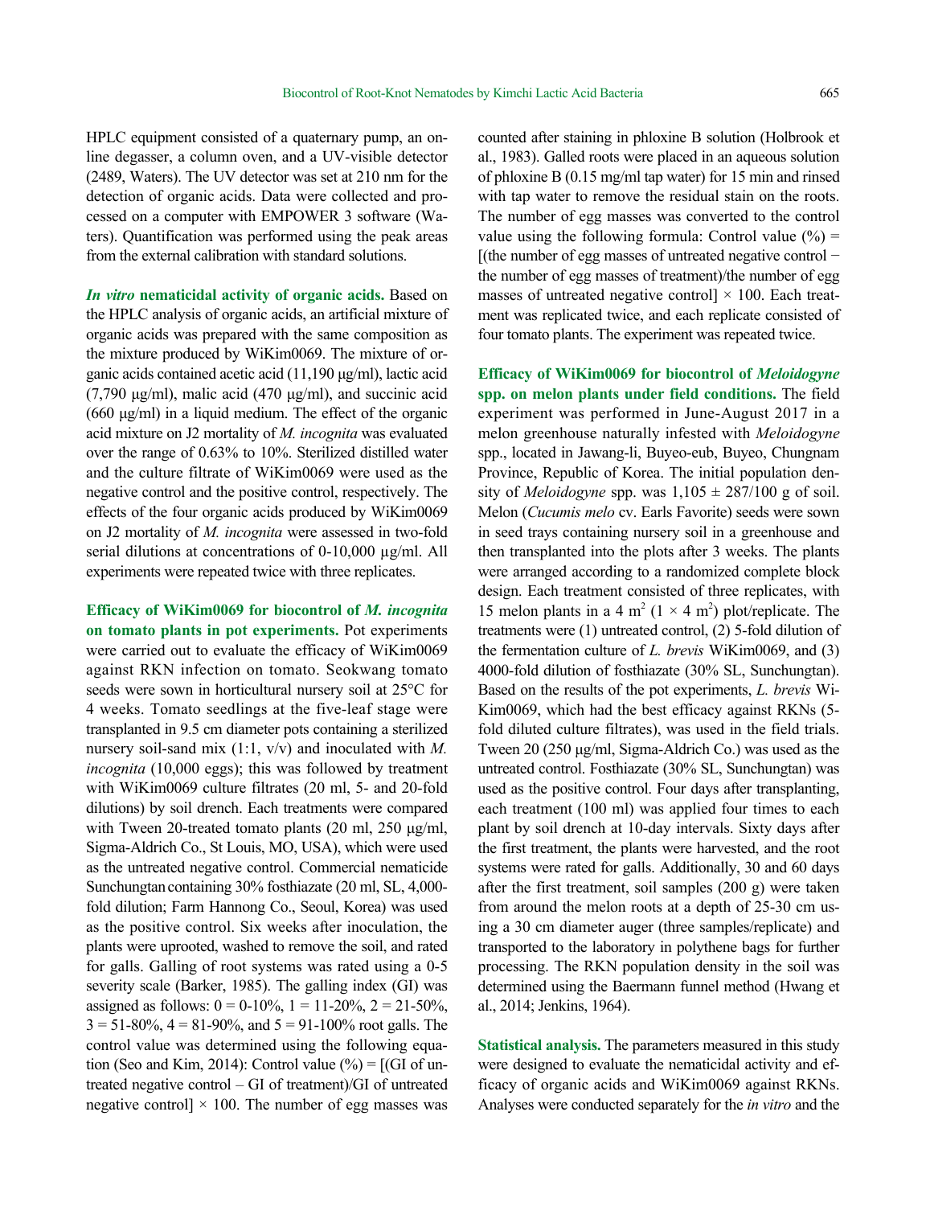HPLC equipment consisted of a quaternary pump, an online degasser, a column oven, and a UV-visible detector (2489, Waters). The UV detector was set at 210 nm for the detection of organic acids. Data were collected and processed on a computer with EMPOWER 3 software (Waters). Quantification was performed using the peak areas from the external calibration with standard solutions.

***In vitro* nematicidal activity of organic acids.** Based on the HPLC analysis of organic acids, an artificial mixture of organic acids was prepared with the same composition as the mixture produced by WiKim0069. The mixture of organic acids contained acetic acid (11,190 μg/ml), lactic acid (7,790 μg/ml), malic acid (470 μg/ml), and succinic acid (660 μg/ml) in a liquid medium. The effect of the organic acid mixture on J2 mortality of *M. incognita* was evaluated over the range of 0.63% to 10%. Sterilized distilled water and the culture filtrate of WiKim0069 were used as the negative control and the positive control, respectively. The effects of the four organic acids produced by WiKim0069 on J2 mortality of *M. incognita* were assessed in two-fold serial dilutions at concentrations of 0-10,000 μg/ml. All experiments were repeated twice with three replicates.

**Efficacy of WiKim0069 for biocontrol of *M. incognita* on tomato plants in pot experiments.** Pot experiments were carried out to evaluate the efficacy of WiKim0069 against RKN infection on tomato. Seokwang tomato seeds were sown in horticultural nursery soil at 25°C for 4 weeks. Tomato seedlings at the five-leaf stage were transplanted in 9.5 cm diameter pots containing a sterilized nursery soil-sand mix (1:1, v/v) and inoculated with *M. incognita* (10,000 eggs); this was followed by treatment with WiKim0069 culture filtrates (20 ml, 5- and 20-fold dilutions) by soil drench. Each treatments were compared with Tween 20-treated tomato plants (20 ml, 250 μg/ml, Sigma-Aldrich Co., St Louis, MO, USA), which were used as the untreated negative control. Commercial nematicide Sunchungtan containing 30% fosthiazate (20 ml, SL, 4,000-fold dilution; Farm Hannong Co., Seoul, Korea) was used as the positive control. Six weeks after inoculation, the plants were uprooted, washed to remove the soil, and rated for galls. Galling of root systems was rated using a 0-5 severity scale (Barker, 1985). The galling index (GI) was assigned as follows: 0 = 0-10%, 1 = 11-20%, 2 = 21-50%, 3 = 51-80%, 4 = 81-90%, and 5 = 91-100% root galls. The control value was determined using the following equation (Seo and Kim, 2014): Control value (%) = [(GI of untreated negative control – GI of treatment)/GI of untreated negative control] × 100. The number of egg masses was counted after staining in phloxine B solution (Holbrook et al., 1983). Galled roots were placed in an aqueous solution of phloxine B (0.15 mg/ml tap water) for 15 min and rinsed with tap water to remove the residual stain on the roots. The number of egg masses was converted to the control value using the following formula: Control value (%) = [(the number of egg masses of untreated negative control − the number of egg masses of treatment)/the number of egg masses of untreated negative control] × 100. Each treatment was replicated twice, and each replicate consisted of four tomato plants. The experiment was repeated twice.

**Efficacy of WiKim0069 for biocontrol of *Meloidogyne* spp. on melon plants under field conditions.** The field experiment was performed in June-August 2017 in a melon greenhouse naturally infested with *Meloidogyne* spp., located in Jawang-li, Buyeo-eub, Buyeo, Chungnam Province, Republic of Korea. The initial population density of *Meloidogyne* spp. was 1,105 ± 287/100 g of soil. Melon (*Cucumis melo* cv. Earls Favorite) seeds were sown in seed trays containing nursery soil in a greenhouse and then transplanted into the plots after 3 weeks. The plants were arranged according to a randomized complete block design. Each treatment consisted of three replicates, with 15 melon plants in a 4 m$^2$ (1 × 4 m$^2$) plot/replicate. The treatments were (1) untreated control, (2) 5-fold dilution of the fermentation culture of *L. brevis* WiKim0069, and (3) 4000-fold dilution of fosthiazate (30% SL, Sunchungtan). Based on the results of the pot experiments, *L. brevis* WiKim0069, which had the best efficacy against RKNs (5-fold diluted culture filtrates), was used in the field trials. Tween 20 (250 μg/ml, Sigma-Aldrich Co.) was used as the untreated control. Fosthiazate (30% SL, Sunchungtan) was used as the positive control. Four days after transplanting, each treatment (100 ml) was applied four times to each plant by soil drench at 10-day intervals. Sixty days after the first treatment, the plants were harvested, and the root systems were rated for galls. Additionally, 30 and 60 days after the first treatment, soil samples (200 g) were taken from around the melon roots at a depth of 25-30 cm using a 30 cm diameter auger (three samples/replicate) and transported to the laboratory in polythene bags for further processing. The RKN population density in the soil was determined using the Baermann funnel method (Hwang et al., 2014; Jenkins, 1964).

**Statistical analysis.** The parameters measured in this study were designed to evaluate the nematicidal activity and efficacy of organic acids and WiKim0069 against RKNs. Analyses were conducted separately for the *in vitro* and the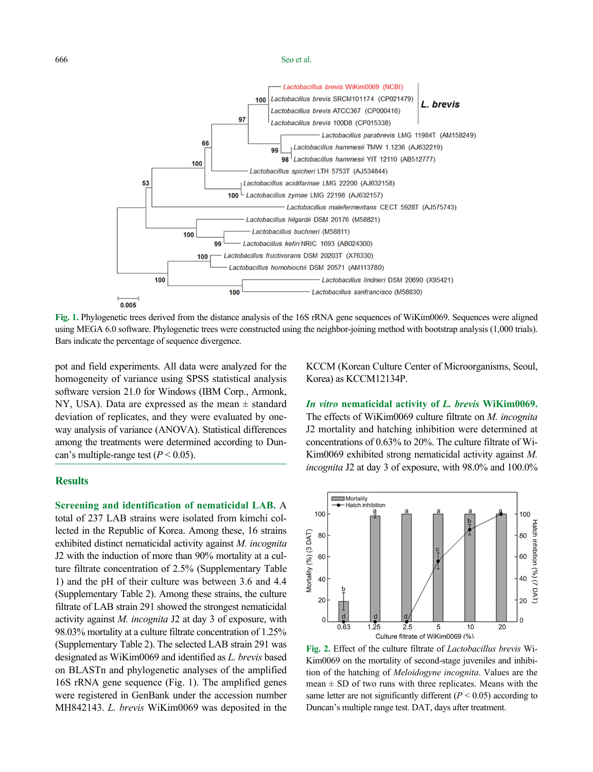Fig. 1. Phylogenetic trees derived from the distance analysis of the 16S rRNA gene sequences of WiKim0069. Sequences were aligned using MEGA 6.0 software. Phylogenetic trees were constructed using the neighbor-joining method with bootstrap analysis (1,000 trials). Bars indicate the percentage of sequence divergence.

pot and field experiments. All data were analyzed for the homogeneity of variance using SPSS statistical analysis software version 21.0 for Windows (IBM Corp., Armonk, NY, USA). Data are expressed as the mean ± standard deviation of replicates, and they were evaluated by one-way analysis of variance (ANOVA). Statistical differences among the treatments were determined according to Duncan's multiple-range test ($P < 0.05$).

## Results

**Screening and identification of nematicidal LAB.** A total of 237 LAB strains were isolated from kimchi collected in the Republic of Korea. Among these, 16 strains exhibited distinct nematicidal activity against *M. incognita* J2 with the induction of more than 90% mortality at a culture filtrate concentration of 2.5% (Supplementary Table 1) and the pH of their culture was between 3.6 and 4.4 (Supplementary Table 2). Among these strains, the culture filtrate of LAB strain 291 showed the strongest nematicidal activity against *M. incognita* J2 at day 3 of exposure, with 98.03% mortality at a culture filtrate concentration of 1.25% (Supplementary Table 2). The selected LAB strain 291 was designated as WiKim0069 and identified as *L. brevis* based on BLASTn and phylogenetic analyses of the amplified 16S rRNA gene sequence (Fig. 1). The amplified genes were registered in GenBank under the accession number MH842143. *L. brevis* WiKim0069 was deposited in the KCCM (Korean Culture Center of Microorganisms, Seoul, Korea) as KCCM12134P.

***In vitro* nematicidal activity of *L. brevis* WiKim0069.** The effects of WiKim0069 culture filtrate on *M. incognita* J2 mortality and hatching inhibition were determined at concentrations of 0.63% to 20%. The culture filtrate of WiKim0069 exhibited strong nematicidal activity against *M. incognita* J2 at day 3 of exposure, with 98.0% and 100.0%

Fig. 2. Effect of the culture filtrate of *Lactobacillus brevis* WiKim0069 on the mortality of second-stage juveniles and inhibition of the hatching of *Meloidogyne incognita*. Values are the mean ± SD of two runs with three replicates. Means with the same letter are not significantly different ($P < 0.05$) according to Duncan's multiple range test. DAT, days after treatment.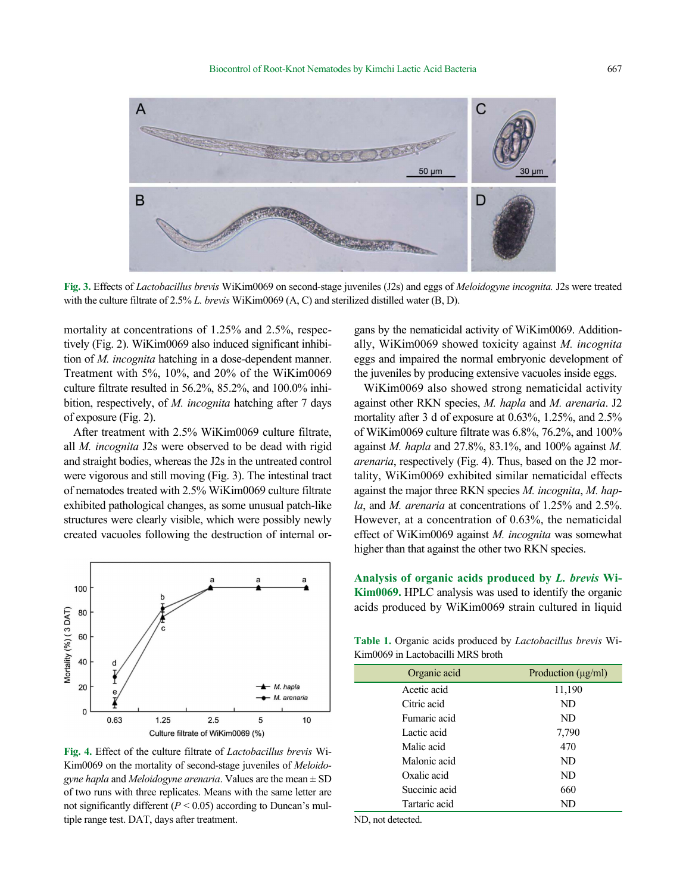Fig. 3. Effects of *Lactobacillus brevis* WiKim0069 on second-stage juveniles (J2s) and eggs of *Meloidogyne incognita.* J2s were treated with the culture filtrate of 2.5% *L. brevis* WiKim0069 (A, C) and sterilized distilled water (B, D).

mortality at concentrations of 1.25% and 2.5%, respectively (Fig. 2). WiKim0069 also induced significant inhibition of *M. incognita* hatching in a dose-dependent manner. Treatment with 5%, 10%, and 20% of the WiKim0069 culture filtrate resulted in 56.2%, 85.2%, and 100.0% inhibition, respectively, of *M. incognita* hatching after 7 days of exposure (Fig. 2).

After treatment with 2.5% WiKim0069 culture filtrate, all *M. incognita* J2s were observed to be dead with rigid and straight bodies, whereas the J2s in the untreated control were vigorous and still moving (Fig. 3). The intestinal tract of nematodes treated with 2.5% WiKim0069 culture filtrate exhibited pathological changes, as some unusual patch-like structures were clearly visible, which were possibly newly created vacuoles following the destruction of internal organs by the nematicidal activity of WiKim0069. Additionally, WiKim0069 showed toxicity against *M. incognita* eggs and impaired the normal embryonic development of the juveniles by producing extensive vacuoles inside eggs.

Fig. 4. Effect of the culture filtrate of *Lactobacillus brevis* WiKim0069 on the mortality of second-stage juveniles of *Meloidogyne hapla* and *Meloidogyne arenaria*. Values are the mean ± SD of two runs with three replicates. Means with the same letter are not significantly different ($P < 0.05$) according to Duncan's multiple range test. DAT, days after treatment.

WiKim0069 also showed strong nematicidal activity against other RKN species, *M. hapla* and *M. arenaria*. J2 mortality after 3 d of exposure at 0.63%, 1.25%, and 2.5% of WiKim0069 culture filtrate was 6.8%, 76.2%, and 100% against *M. hapla* and 27.8%, 83.1%, and 100% against *M. arenaria*, respectively (Fig. 4). Thus, based on the J2 mortality, WiKim0069 exhibited similar nematicidal effects against the major three RKN species *M. incognita*, *M. hapla*, and *M. arenaria* at concentrations of 1.25% and 2.5%. However, at a concentration of 0.63%, the nematicidal effect of WiKim0069 against *M. incognita* was somewhat higher than that against the other two RKN species.

**Analysis of organic acids produced by *L. brevis* WiKim0069.** HPLC analysis was used to identify the organic acids produced by WiKim0069 strain cultured in liquid

Table 1. Organic acids produced by *Lactobacillus brevis* WiKim0069 in Lactobacilli MRS broth

| Organic acid | Production (μg/ml) |
|---|---|
| Acetic acid | 11,190 |
| Citric acid | ND |
| Fumaric acid | ND |
| Lactic acid | 7,790 |
| Malic acid | 470 |
| Malonic acid | ND |
| Oxalic acid | ND |
| Succinic acid | 660 |
| Tartaric acid | ND |

ND, not detected.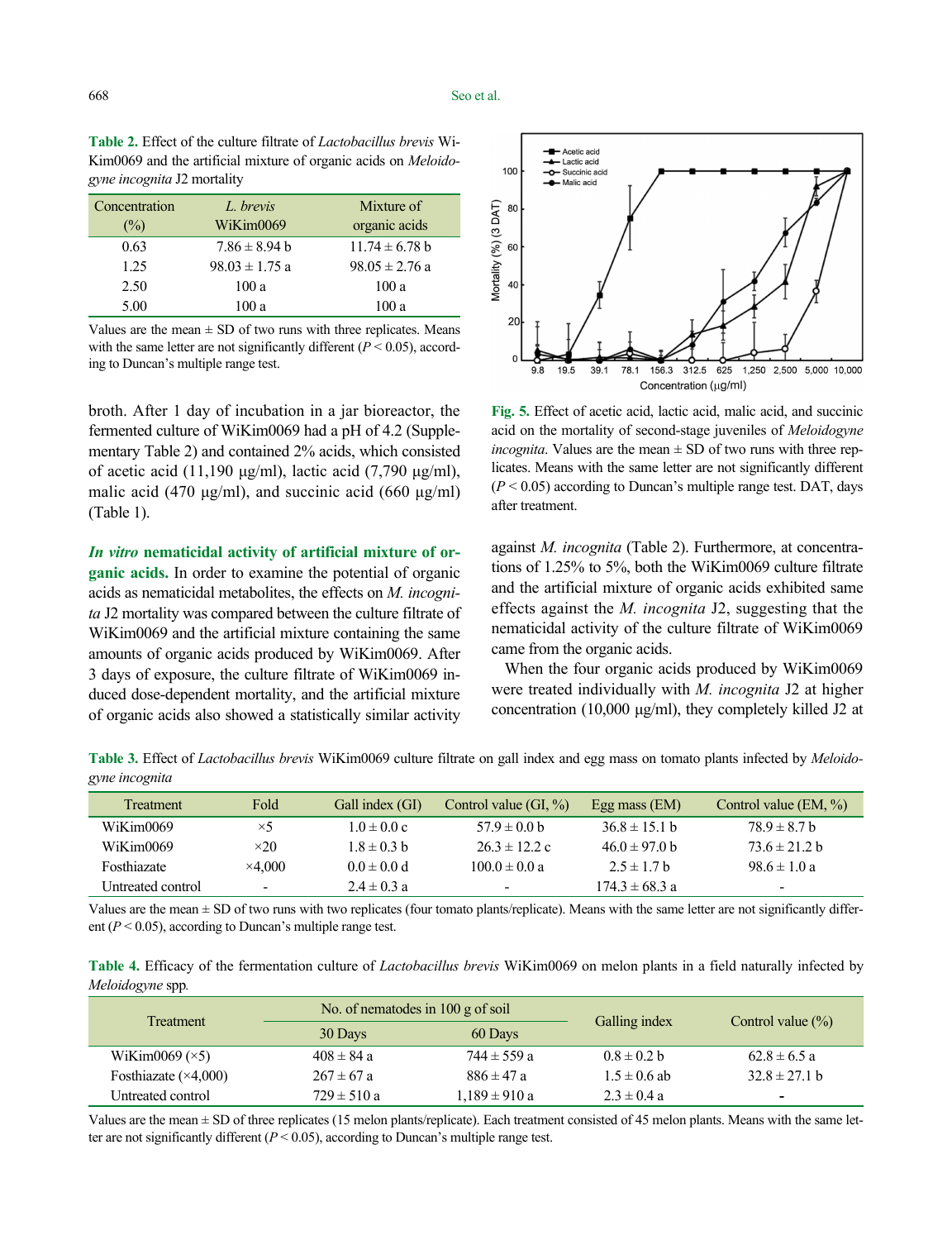**Table 2.** Effect of the culture filtrate of *Lactobacillus brevis* WiKim0069 and the artificial mixture of organic acids on *Meloidogyne incognita* J2 mortality

| Concentration (%) | *L. brevis* WiKim0069 | Mixture of organic acids |
|---|---|---|
| 0.63 | 7.86 ± 8.94 b | 11.74 ± 6.78 b |
| 1.25 | 98.03 ± 1.75 a | 98.05 ± 2.76 a |
| 2.50 | 100 a | 100 a |
| 5.00 | 100 a | 100 a |

Values are the mean ± SD of two runs with three replicates. Means with the same letter are not significantly different ($P < 0.05$), according to Duncan's multiple range test.

broth. After 1 day of incubation in a jar bioreactor, the fermented culture of WiKim0069 had a pH of 4.2 (Supplementary Table 2) and contained 2% acids, which consisted of acetic acid (11,190 μg/ml), lactic acid (7,790 μg/ml), malic acid (470 μg/ml), and succinic acid (660 μg/ml) (Table 1).

***In vitro* nematicidal activity of artificial mixture of organic acids.** In order to examine the potential of organic acids as nematicidal metabolites, the effects on *M. incognita* J2 mortality was compared between the culture filtrate of WiKim0069 and the artificial mixture containing the same amounts of organic acids produced by WiKim0069. After 3 days of exposure, the culture filtrate of WiKim0069 induced dose-dependent mortality, and the artificial mixture of organic acids also showed a statistically similar activity against *M. incognita* (Table 2). Furthermore, at concentrations of 1.25% to 5%, both the WiKim0069 culture filtrate and the artificial mixture of organic acids exhibited same effects against the *M. incognita* J2, suggesting that the nematicidal activity of the culture filtrate of WiKim0069 came from the organic acids.

When the four organic acids produced by WiKim0069 were treated individually with *M. incognita* J2 at higher concentration (10,000 μg/ml), they completely killed J2 at

**Fig. 5.** Effect of acetic acid, lactic acid, malic acid, and succinic acid on the mortality of second-stage juveniles of *Meloidogyne incognita*. Values are the mean ± SD of two runs with three replicates. Means with the same letter are not significantly different ($P < 0.05$) according to Duncan's multiple range test. DAT, days after treatment.

**Table 3.** Effect of *Lactobacillus brevis* WiKim0069 culture filtrate on gall index and egg mass on tomato plants infected by *Meloidogyne incognita*

| Treatment | Fold | Gall index (GI) | Control value (GI, %) | Egg mass (EM) | Control value (EM, %) |
|---|---|---|---|---|---|
| WiKim0069 | ×5 | 1.0 ± 0.0 c | 57.9 ± 0.0 b | 36.8 ± 15.1 b | 78.9 ± 8.7 b |
| WiKim0069 | ×20 | 1.8 ± 0.3 b | 26.3 ± 12.2 c | 46.0 ± 97.0 b | 73.6 ± 21.2 b |
| Fosthiazate | ×4,000 | 0.0 ± 0.0 d | 100.0 ± 0.0 a | 2.5 ± 1.7 b | 98.6 ± 1.0 a |
| Untreated control | - | 2.4 ± 0.3 a | - | 174.3 ± 68.3 a | - |

Values are the mean ± SD of two runs with two replicates (four tomato plants/replicate). Means with the same letter are not significantly different ($P < 0.05$), according to Duncan's multiple range test.

**Table 4.** Efficacy of the fermentation culture of *Lactobacillus brevis* WiKim0069 on melon plants in a field naturally infected by *Meloidogyne* spp.

| Treatment | No. of nematodes in 100 g of soil | | Galling index | Control value (%) |
|---|---|---|---|---|
| | 30 Days | 60 Days | | |
| WiKim0069 (×5) | 408 ± 84 a | 744 ± 559 a | 0.8 ± 0.2 b | 62.8 ± 6.5 a |
| Fosthiazate (×4,000) | 267 ± 67 a | 886 ± 47 a | 1.5 ± 0.6 ab | 32.8 ± 27.1 b |
| Untreated control | 729 ± 510 a | 1,189 ± 910 a | 2.3 ± 0.4 a | - |

Values are the mean ± SD of three replicates (15 melon plants/replicate). Each treatment consisted of 45 melon plants. Means with the same letter are not significantly different ($P < 0.05$), according to Duncan's multiple range test.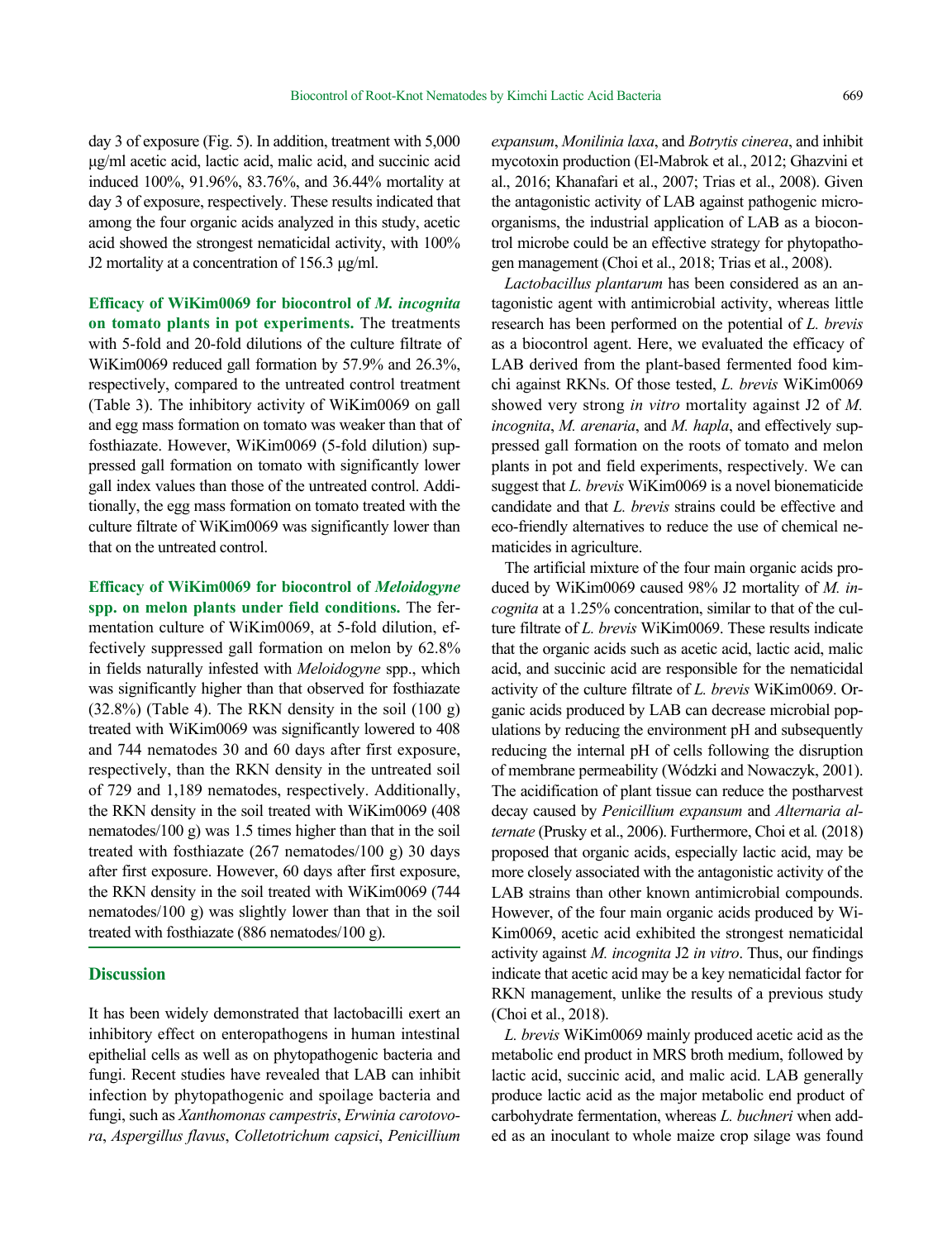day 3 of exposure (Fig. 5). In addition, treatment with 5,000 μg/ml acetic acid, lactic acid, malic acid, and succinic acid induced 100%, 91.96%, 83.76%, and 36.44% mortality at day 3 of exposure, respectively. These results indicated that among the four organic acids analyzed in this study, acetic acid showed the strongest nematicidal activity, with 100% J2 mortality at a concentration of 156.3 μg/ml.

**Efficacy of WiKim0069 for biocontrol of *M. incognita* on tomato plants in pot experiments.** The treatments with 5-fold and 20-fold dilutions of the culture filtrate of WiKim0069 reduced gall formation by 57.9% and 26.3%, respectively, compared to the untreated control treatment (Table 3). The inhibitory activity of WiKim0069 on gall and egg mass formation on tomato was weaker than that of fosthiazate. However, WiKim0069 (5-fold dilution) suppressed gall formation on tomato with significantly lower gall index values than those of the untreated control. Additionally, the egg mass formation on tomato treated with the culture filtrate of WiKim0069 was significantly lower than that on the untreated control.

**Efficacy of WiKim0069 for biocontrol of *Meloidogyne* spp. on melon plants under field conditions.** The fermentation culture of WiKim0069, at 5-fold dilution, effectively suppressed gall formation on melon by 62.8% in fields naturally infested with *Meloidogyne* spp., which was significantly higher than that observed for fosthiazate (32.8%) (Table 4). The RKN density in the soil (100 g) treated with WiKim0069 was significantly lowered to 408 and 744 nematodes 30 and 60 days after first exposure, respectively, than the RKN density in the untreated soil of 729 and 1,189 nematodes, respectively. Additionally, the RKN density in the soil treated with WiKim0069 (408 nematodes/100 g) was 1.5 times higher than that in the soil treated with fosthiazate (267 nematodes/100 g) 30 days after first exposure. However, 60 days after first exposure, the RKN density in the soil treated with WiKim0069 (744 nematodes/100 g) was slightly lower than that in the soil treated with fosthiazate (886 nematodes/100 g).

## Discussion

It has been widely demonstrated that lactobacilli exert an inhibitory effect on enteropathogens in human intestinal epithelial cells as well as on phytopathogenic bacteria and fungi. Recent studies have revealed that LAB can inhibit infection by phytopathogenic and spoilage bacteria and fungi, such as *Xanthomonas campestris*, *Erwinia carotovora*, *Aspergillus flavus*, *Colletotrichum capsici*, *Penicillium expansum*, *Monilinia laxa*, and *Botrytis cinerea*, and inhibit mycotoxin production (El-Mabrok et al., 2012; Ghazvini et al., 2016; Khanafari et al., 2007; Trias et al., 2008). Given the antagonistic activity of LAB against pathogenic microorganisms, the industrial application of LAB as a biocontrol microbe could be an effective strategy for phytopathogen management (Choi et al., 2018; Trias et al., 2008).

*Lactobacillus plantarum* has been considered as an antagonistic agent with antimicrobial activity, whereas little research has been performed on the potential of *L. brevis* as a biocontrol agent. Here, we evaluated the efficacy of LAB derived from the plant-based fermented food kimchi against RKNs. Of those tested, *L. brevis* WiKim0069 showed very strong *in vitro* mortality against J2 of *M. incognita*, *M. arenaria*, and *M. hapla*, and effectively suppressed gall formation on the roots of tomato and melon plants in pot and field experiments, respectively. We can suggest that *L. brevis* WiKim0069 is a novel bionematicide candidate and that *L. brevis* strains could be effective and eco-friendly alternatives to reduce the use of chemical nematicides in agriculture.

The artificial mixture of the four main organic acids produced by WiKim0069 caused 98% J2 mortality of *M. incognita* at a 1.25% concentration, similar to that of the culture filtrate of *L. brevis* WiKim0069. These results indicate that the organic acids such as acetic acid, lactic acid, malic acid, and succinic acid are responsible for the nematicidal activity of the culture filtrate of *L. brevis* WiKim0069. Organic acids produced by LAB can decrease microbial populations by reducing the environment pH and subsequently reducing the internal pH of cells following the disruption of membrane permeability (Wódzki and Nowaczyk, 2001). The acidification of plant tissue can reduce the postharvest decay caused by *Penicillium expansum* and *Alternaria alternate* (Prusky et al., 2006). Furthermore, Choi et al. (2018) proposed that organic acids, especially lactic acid, may be more closely associated with the antagonistic activity of the LAB strains than other known antimicrobial compounds. However, of the four main organic acids produced by WiKim0069, acetic acid exhibited the strongest nematicidal activity against *M. incognita* J2 *in vitro*. Thus, our findings indicate that acetic acid may be a key nematicidal factor for RKN management, unlike the results of a previous study (Choi et al., 2018).

*L. brevis* WiKim0069 mainly produced acetic acid as the metabolic end product in MRS broth medium, followed by lactic acid, succinic acid, and malic acid. LAB generally produce lactic acid as the major metabolic end product of carbohydrate fermentation, whereas *L. buchneri* when added as an inoculant to whole maize crop silage was found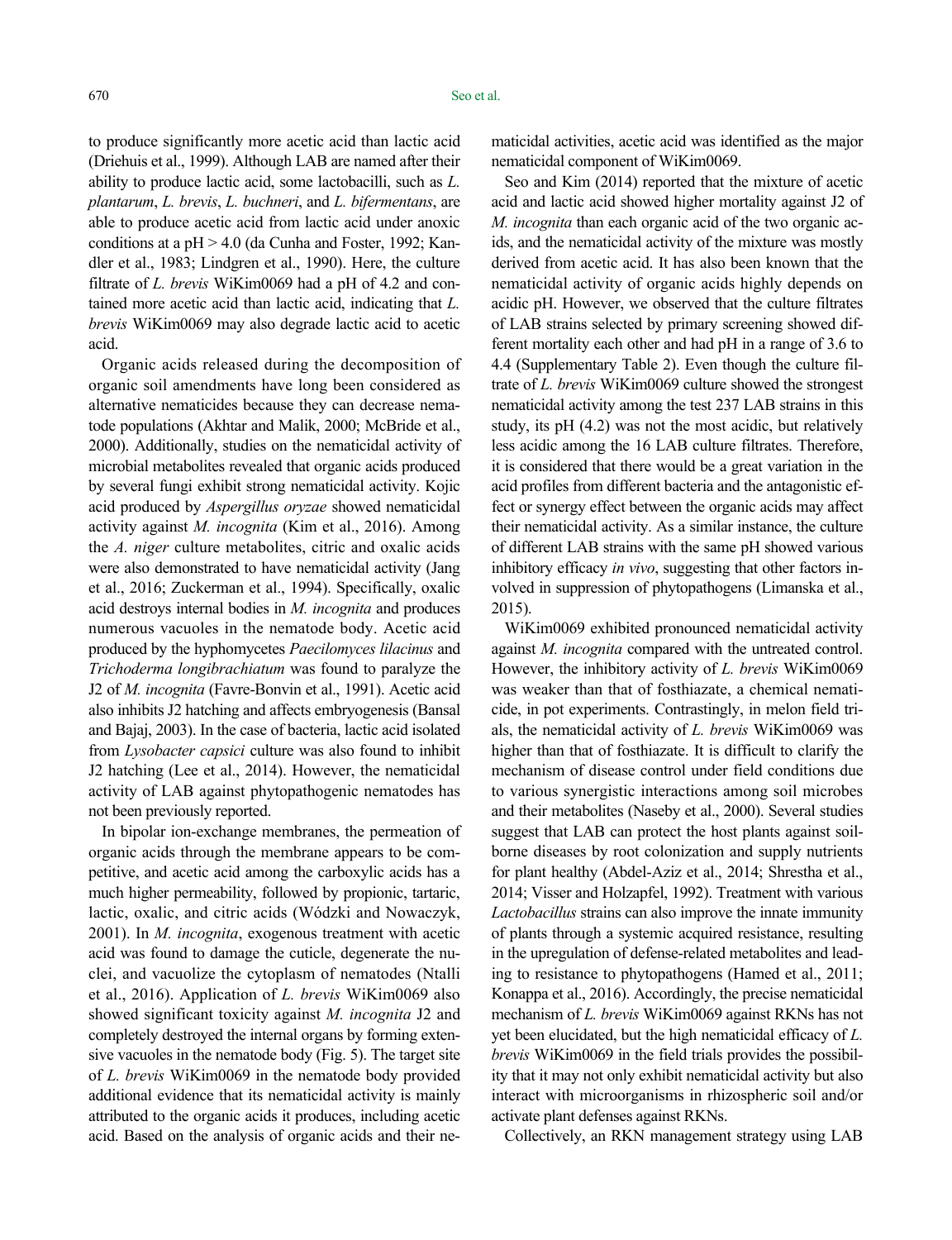to produce significantly more acetic acid than lactic acid (Driehuis et al., 1999). Although LAB are named after their ability to produce lactic acid, some lactobacilli, such as *L. plantarum*, *L. brevis*, *L. buchneri*, and *L. bifermentans*, are able to produce acetic acid from lactic acid under anoxic conditions at a pH > 4.0 (da Cunha and Foster, 1992; Kandler et al., 1983; Lindgren et al., 1990). Here, the culture filtrate of *L. brevis* WiKim0069 had a pH of 4.2 and contained more acetic acid than lactic acid, indicating that *L. brevis* WiKim0069 may also degrade lactic acid to acetic acid.

Organic acids released during the decomposition of organic soil amendments have long been considered as alternative nematicides because they can decrease nematode populations (Akhtar and Malik, 2000; McBride et al., 2000). Additionally, studies on the nematicidal activity of microbial metabolites revealed that organic acids produced by several fungi exhibit strong nematicidal activity. Kojic acid produced by *Aspergillus oryzae* showed nematicidal activity against *M. incognita* (Kim et al., 2016). Among the *A. niger* culture metabolites, citric and oxalic acids were also demonstrated to have nematicidal activity (Jang et al., 2016; Zuckerman et al., 1994). Specifically, oxalic acid destroys internal bodies in *M. incognita* and produces numerous vacuoles in the nematode body. Acetic acid produced by the hyphomycetes *Paecilomyces lilacinus* and *Trichoderma longibrachiatum* was found to paralyze the J2 of *M. incognita* (Favre-Bonvin et al., 1991). Acetic acid also inhibits J2 hatching and affects embryogenesis (Bansal and Bajaj, 2003). In the case of bacteria, lactic acid isolated from *Lysobacter capsici* culture was also found to inhibit J2 hatching (Lee et al., 2014). However, the nematicidal activity of LAB against phytopathogenic nematodes has not been previously reported.

In bipolar ion-exchange membranes, the permeation of organic acids through the membrane appears to be competitive, and acetic acid among the carboxylic acids has a much higher permeability, followed by propionic, tartaric, lactic, oxalic, and citric acids (Wódzki and Nowaczyk, 2001). In *M. incognita*, exogenous treatment with acetic acid was found to damage the cuticle, degenerate the nuclei, and vacuolize the cytoplasm of nematodes (Ntalli et al., 2016). Application of *L. brevis* WiKim0069 also showed significant toxicity against *M. incognita* J2 and completely destroyed the internal organs by forming extensive vacuoles in the nematode body (Fig. 5). The target site of *L. brevis* WiKim0069 in the nematode body provided additional evidence that its nematicidal activity is mainly attributed to the organic acids it produces, including acetic acid. Based on the analysis of organic acids and their nematicidal activities, acetic acid was identified as the major nematicidal component of WiKim0069.

Seo and Kim (2014) reported that the mixture of acetic acid and lactic acid showed higher mortality against J2 of *M. incognita* than each organic acid of the two organic acids, and the nematicidal activity of the mixture was mostly derived from acetic acid. It has also been known that the nematicidal activity of organic acids highly depends on acidic pH. However, we observed that the culture filtrates of LAB strains selected by primary screening showed different mortality each other and had pH in a range of 3.6 to 4.4 (Supplementary Table 2). Even though the culture filtrate of *L. brevis* WiKim0069 culture showed the strongest nematicidal activity among the test 237 LAB strains in this study, its pH (4.2) was not the most acidic, but relatively less acidic among the 16 LAB culture filtrates. Therefore, it is considered that there would be a great variation in the acid profiles from different bacteria and the antagonistic effect or synergy effect between the organic acids may affect their nematicidal activity. As a similar instance, the culture of different LAB strains with the same pH showed various inhibitory efficacy *in vivo*, suggesting that other factors involved in suppression of phytopathogens (Limanska et al., 2015).

WiKim0069 exhibited pronounced nematicidal activity against *M. incognita* compared with the untreated control. However, the inhibitory activity of *L. brevis* WiKim0069 was weaker than that of fosthiazate, a chemical nematicide, in pot experiments. Contrastingly, in melon field trials, the nematicidal activity of *L. brevis* WiKim0069 was higher than that of fosthiazate. It is difficult to clarify the mechanism of disease control under field conditions due to various synergistic interactions among soil microbes and their metabolites (Naseby et al., 2000). Several studies suggest that LAB can protect the host plants against soil-borne diseases by root colonization and supply nutrients for plant healthy (Abdel-Aziz et al., 2014; Shrestha et al., 2014; Visser and Holzapfel, 1992). Treatment with various *Lactobacillus* strains can also improve the innate immunity of plants through a systemic acquired resistance, resulting in the upregulation of defense-related metabolites and leading to resistance to phytopathogens (Hamed et al., 2011; Konappa et al., 2016). Accordingly, the precise nematicidal mechanism of *L. brevis* WiKim0069 against RKNs has not yet been elucidated, but the high nematicidal efficacy of *L. brevis* WiKim0069 in the field trials provides the possibility that it may not only exhibit nematicidal activity but also interact with microorganisms in rhizospheric soil and/or activate plant defenses against RKNs.

Collectively, an RKN management strategy using LAB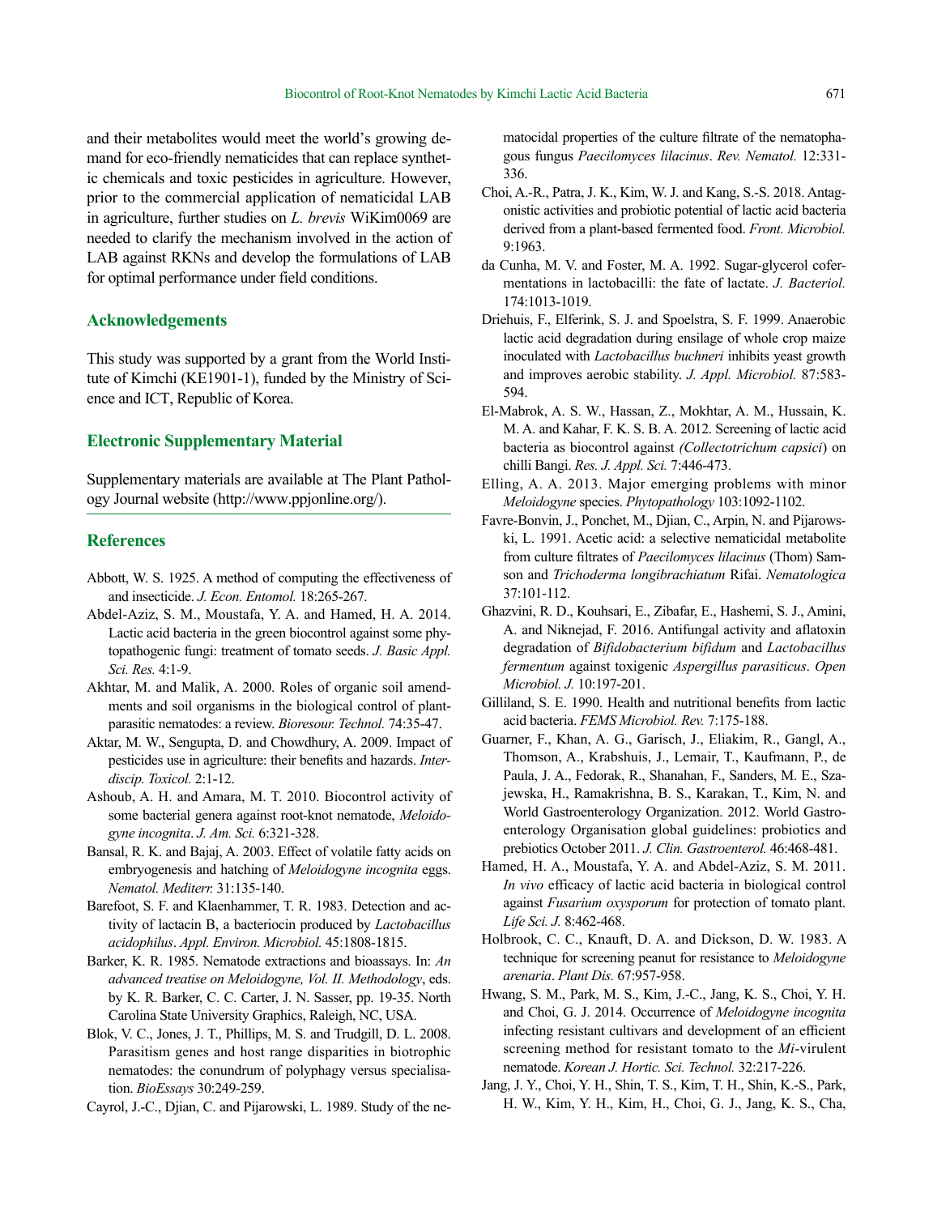and their metabolites would meet the world's growing demand for eco-friendly nematicides that can replace synthetic chemicals and toxic pesticides in agriculture. However, prior to the commercial application of nematicidal LAB in agriculture, further studies on *L. brevis* WiKim0069 are needed to clarify the mechanism involved in the action of LAB against RKNs and develop the formulations of LAB for optimal performance under field conditions.

## Acknowledgements

This study was supported by a grant from the World Institute of Kimchi (KE1901-1), funded by the Ministry of Science and ICT, Republic of Korea.

## Electronic Supplementary Material

Supplementary materials are available at The Plant Pathology Journal website (http://www.ppjonline.org/).

## References

Abbott, W. S. 1925. A method of computing the effectiveness of and insecticide. *J. Econ. Entomol.* 18:265-267.

Abdel-Aziz, S. M., Moustafa, Y. A. and Hamed, H. A. 2014. Lactic acid bacteria in the green biocontrol against some phytopathogenic fungi: treatment of tomato seeds. *J. Basic Appl. Sci. Res.* 4:1-9.

Akhtar, M. and Malik, A. 2000. Roles of organic soil amendments and soil organisms in the biological control of plant-parasitic nematodes: a review. *Bioresour. Technol.* 74:35-47.

Aktar, M. W., Sengupta, D. and Chowdhury, A. 2009. Impact of pesticides use in agriculture: their benefits and hazards. *Interdiscip. Toxicol.* 2:1-12.

Ashoub, A. H. and Amara, M. T. 2010. Biocontrol activity of some bacterial genera against root-knot nematode, *Meloidogyne incognita*. *J. Am. Sci.* 6:321-328.

Bansal, R. K. and Bajaj, A. 2003. Effect of volatile fatty acids on embryogenesis and hatching of *Meloidogyne incognita* eggs. *Nematol. Mediterr.* 31:135-140.

Barefoot, S. F. and Klaenhammer, T. R. 1983. Detection and activity of lactacin B, a bacteriocin produced by *Lactobacillus acidophilus*. *Appl. Environ. Microbiol.* 45:1808-1815.

Barker, K. R. 1985. Nematode extractions and bioassays. In: *An advanced treatise on Meloidogyne, Vol. II. Methodology*, eds. by K. R. Barker, C. C. Carter, J. N. Sasser, pp. 19-35. North Carolina State University Graphics, Raleigh, NC, USA.

Blok, V. C., Jones, J. T., Phillips, M. S. and Trudgill, D. L. 2008. Parasitism genes and host range disparities in biotrophic nematodes: the conundrum of polyphagy versus specialisation. *BioEssays* 30:249-259.

Cayrol, J.-C., Djian, C. and Pijarowski, L. 1989. Study of the nematocidal properties of the culture filtrate of the nematophagous fungus *Paecilomyces lilacinus*. *Rev. Nematol.* 12:331-336.

Choi, A.-R., Patra, J. K., Kim, W. J. and Kang, S.-S. 2018. Antagonistic activities and probiotic potential of lactic acid bacteria derived from a plant-based fermented food. *Front. Microbiol.* 9:1963.

da Cunha, M. V. and Foster, M. A. 1992. Sugar-glycerol cofermentations in lactobacilli: the fate of lactate. *J. Bacteriol.* 174:1013-1019.

Driehuis, F., Elferink, S. J. and Spoelstra, S. F. 1999. Anaerobic lactic acid degradation during ensilage of whole crop maize inoculated with *Lactobacillus buchneri* inhibits yeast growth and improves aerobic stability. *J. Appl. Microbiol.* 87:583-594.

El-Mabrok, A. S. W., Hassan, Z., Mokhtar, A. M., Hussain, K. M. A. and Kahar, F. K. S. B. A. 2012. Screening of lactic acid bacteria as biocontrol against *(Collectotrichum capsici*) on chilli Bangi. *Res. J. Appl. Sci.* 7:446-473.

Elling, A. A. 2013. Major emerging problems with minor *Meloidogyne* species. *Phytopathology* 103:1092-1102.

Favre-Bonvin, J., Ponchet, M., Djian, C., Arpin, N. and Pijarowski, L. 1991. Acetic acid: a selective nematicidal metabolite from culture filtrates of *Paecilomyces lilacinus* (Thom) Samson and *Trichoderma longibrachiatum* Rifai. *Nematologica* 37:101-112.

Ghazvini, R. D., Kouhsari, E., Zibafar, E., Hashemi, S. J., Amini, A. and Niknejad, F. 2016. Antifungal activity and aflatoxin degradation of *Bifidobacterium bifidum* and *Lactobacillus fermentum* against toxigenic *Aspergillus parasiticus*. *Open Microbiol. J.* 10:197-201.

Gilliland, S. E. 1990. Health and nutritional benefits from lactic acid bacteria. *FEMS Microbiol. Rev.* 7:175-188.

Guarner, F., Khan, A. G., Garisch, J., Eliakim, R., Gangl, A., Thomson, A., Krabshuis, J., Lemair, T., Kaufmann, P., de Paula, J. A., Fedorak, R., Shanahan, F., Sanders, M. E., Szajewska, H., Ramakrishna, B. S., Karakan, T., Kim, N. and World Gastroenterology Organization. 2012. World Gastroenterology Organisation global guidelines: probiotics and prebiotics October 2011. *J. Clin. Gastroenterol.* 46:468-481.

Hamed, H. A., Moustafa, Y. A. and Abdel-Aziz, S. M. 2011. *In vivo* efficacy of lactic acid bacteria in biological control against *Fusarium oxysporum* for protection of tomato plant. *Life Sci. J.* 8:462-468.

Holbrook, C. C., Knauft, D. A. and Dickson, D. W. 1983. A technique for screening peanut for resistance to *Meloidogyne arenaria*. *Plant Dis.* 67:957-958.

Hwang, S. M., Park, M. S., Kim, J.-C., Jang, K. S., Choi, Y. H. and Choi, G. J. 2014. Occurrence of *Meloidogyne incognita* infecting resistant cultivars and development of an efficient screening method for resistant tomato to the *Mi*-virulent nematode. *Korean J. Hortic. Sci. Technol.* 32:217-226.

Jang, J. Y., Choi, Y. H., Shin, T. S., Kim, T. H., Shin, K.-S., Park, H. W., Kim, Y. H., Kim, H., Choi, G. J., Jang, K. S., Cha,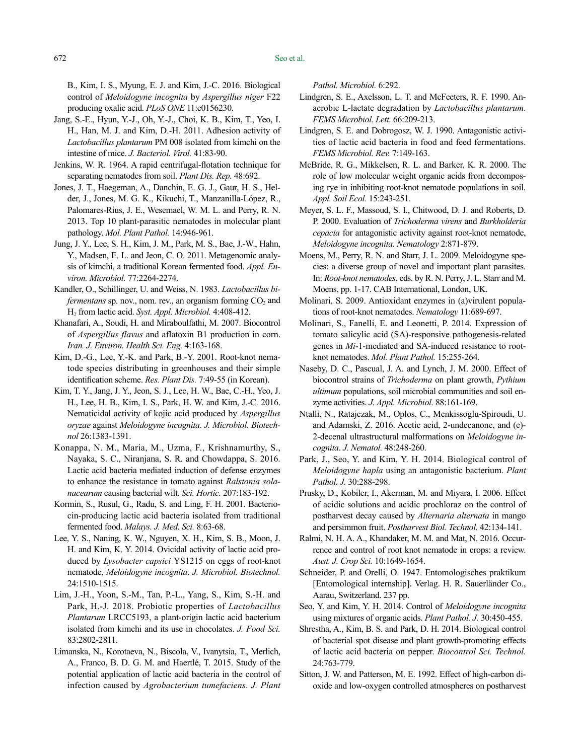B., Kim, I. S., Myung, E. J. and Kim, J.-C. 2016. Biological control of *Meloidogyne incognita* by *Aspergillus niger* F22 producing oxalic acid. *PLoS ONE* 11:e0156230.

Jang, S.-E., Hyun, Y.-J., Oh, Y.-J., Choi, K. B., Kim, T., Yeo, I. H., Han, M. J. and Kim, D.-H. 2011. Adhesion activity of *Lactobacillus plantarum* PM 008 isolated from kimchi on the intestine of mice. *J. Bacteriol. Virol.* 41:83-90.

Jenkins, W. R. 1964. A rapid centrifugal-flotation technique for separating nematodes from soil. *Plant Dis. Rep.* 48:692.

Jones, J. T., Haegeman, A., Danchin, E. G. J., Gaur, H. S., Helder, J., Jones, M. G. K., Kikuchi, T., Manzanilla-López, R., Palomares-Rius, J. E., Wesemael, W. M. L. and Perry, R. N. 2013. Top 10 plant-parasitic nematodes in molecular plant pathology. *Mol. Plant Pathol.* 14:946-961.

Jung, J. Y., Lee, S. H., Kim, J. M., Park, M. S., Bae, J.-W., Hahn, Y., Madsen, E. L. and Jeon, C. O. 2011. Metagenomic analysis of kimchi, a traditional Korean fermented food. *Appl. Environ. Microbiol.* 77:2264-2274.

Kandler, O., Schillinger, U. and Weiss, N. 1983. *Lactobacillus bifermentans* sp. nov., nom. rev., an organism forming $CO_2$ and $H_2$ from lactic acid. *Syst. Appl. Microbiol.* 4:408-412.

Khanafari, A., Soudi, H. and Miraboulfathi, M. 2007. Biocontrol of *Aspergillus flavus* and aflatoxin B1 production in corn. *Iran. J. Environ. Health Sci. Eng.* 4:163-168.

Kim, D.-G., Lee, Y.-K. and Park, B.-Y. 2001. Root-knot nematode species distributing in greenhouses and their simple identification scheme. *Res. Plant Dis.* 7:49-55 (in Korean).

Kim, T. Y., Jang, J. Y., Jeon, S. J., Lee, H. W., Bae, C.-H., Yeo, J. H., Lee, H. B., Kim, I. S., Park, H. W. and Kim, J.-C. 2016. Nematicidal activity of kojic acid produced by *Aspergillus oryzae* against *Meloidogyne incognita*. *J. Microbiol. Biotechnol* 26:1383-1391.

Konappa, N. M., Maria, M., Uzma, F., Krishnamurthy, S., Nayaka, S. C., Niranjana, S. R. and Chowdappa, S. 2016. Lactic acid bacteria mediated induction of defense enzymes to enhance the resistance in tomato against *Ralstonia solanacearum* causing bacterial wilt. *Sci. Hortic.* 207:183-192.

Kormin, S., Rusul, G., Radu, S. and Ling, F. H. 2001. Bacteriocin-producing lactic acid bacteria isolated from traditional fermented food. *Malays. J. Med. Sci.* 8:63-68.

Lee, Y. S., Naning, K. W., Nguyen, X. H., Kim, S. B., Moon, J. H. and Kim, K. Y. 2014. Ovicidal activity of lactic acid produced by *Lysobacter capsici* YS1215 on eggs of root-knot nematode, *Meloidogyne incognita*. *J. Microbiol. Biotechnol.* 24:1510-1515.

Lim, J.-H., Yoon, S.-M., Tan, P.-L., Yang, S., Kim, S.-H. and Park, H.-J. 2018. Probiotic properties of *Lactobacillus Plantarum* LRCC5193, a plant-origin lactic acid bacterium isolated from kimchi and its use in chocolates. *J. Food Sci.* 83:2802-2811.

Limanska, N., Korotaeva, N., Biscola, V., Ivanytsia, T., Merlich, A., Franco, B. D. G. M. and Haertlé, T. 2015. Study of the potential application of lactic acid bacteria in the control of infection caused by *Agrobacterium tumefaciens*. *J. Plant Pathol. Microbiol.* 6:292.

Lindgren, S. E., Axelsson, L. T. and McFeeters, R. F. 1990. Anaerobic L-lactate degradation by *Lactobacillus plantarum*. *FEMS Microbiol. Lett.* 66:209-213.

Lindgren, S. E. and Dobrogosz, W. J. 1990. Antagonistic activities of lactic acid bacteria in food and feed fermentations. *FEMS Microbiol. Rev.* 7:149-163.

McBride, R. G., Mikkelsen, R. L. and Barker, K. R. 2000. The role of low molecular weight organic acids from decomposing rye in inhibiting root-knot nematode populations in soil. *Appl. Soil Ecol.* 15:243-251.

Meyer, S. L. F., Massoud, S. I., Chitwood, D. J. and Roberts, D. P. 2000. Evaluation of *Trichoderma virens* and *Burkholderia cepacia* for antagonistic activity against root-knot nematode, *Meloidogyne incognita*. *Nematology* 2:871-879.

Moens, M., Perry, R. N. and Starr, J. L. 2009. Meloidogyne species: a diverse group of novel and important plant parasites. In: *Root-knot nematodes*, eds. by R. N. Perry, J. L. Starr and M. Moens, pp. 1-17. CAB International, London, UK.

Molinari, S. 2009. Antioxidant enzymes in (a)virulent populations of root-knot nematodes. *Nematology* 11:689-697.

Molinari, S., Fanelli, E. and Leonetti, P. 2014. Expression of tomato salicylic acid (SA)-responsive pathogenesis-related genes in *Mi*-1-mediated and SA-induced resistance to root-knot nematodes. *Mol. Plant Pathol.* 15:255-264.

Naseby, D. C., Pascual, J. A. and Lynch, J. M. 2000. Effect of biocontrol strains of *Trichoderma* on plant growth, *Pythium ultimum* populations, soil microbial communities and soil enzyme activities. *J. Appl. Microbiol.* 88:161-169.

Ntalli, N., Ratajczak, M., Oplos, C., Menkissoglu-Spiroudi, U. and Adamski, Z. 2016. Acetic acid, 2-undecanone, and (e)-2-decenal ultrastructural malformations on *Meloidogyne incognita*. *J. Nematol.* 48:248-260.

Park, J., Seo, Y. and Kim, Y. H. 2014. Biological control of *Meloidogyne hapla* using an antagonistic bacterium. *Plant Pathol. J.* 30:288-298.

Prusky, D., Kobiler, I., Akerman, M. and Miyara, I. 2006. Effect of acidic solutions and acidic prochloraz on the control of postharvest decay caused by *Alternaria alternata* in mango and persimmon fruit. *Postharvest Biol. Technol.* 42:134-141.

Ralmi, N. H. A. A., Khandaker, M. M. and Mat, N. 2016. Occurrence and control of root knot nematode in crops: a review. *Aust. J. Crop Sci.* 10:1649-1654.

Schneider, P. and Orelli, O. 1947. Entomologisches praktikum [Entomological internship]. Verlag. H. R. Sauerländer Co., Aarau, Switzerland. 237 pp.

Seo, Y. and Kim, Y. H. 2014. Control of *Meloidogyne incognita* using mixtures of organic acids. *Plant Pathol. J.* 30:450-455.

Shrestha, A., Kim, B. S. and Park, D. H. 2014. Biological control of bacterial spot disease and plant growth-promoting effects of lactic acid bacteria on pepper. *Biocontrol Sci. Technol.* 24:763-779.

Sitton, J. W. and Patterson, M. E. 1992. Effect of high-carbon dioxide and low-oxygen controlled atmospheres on postharvest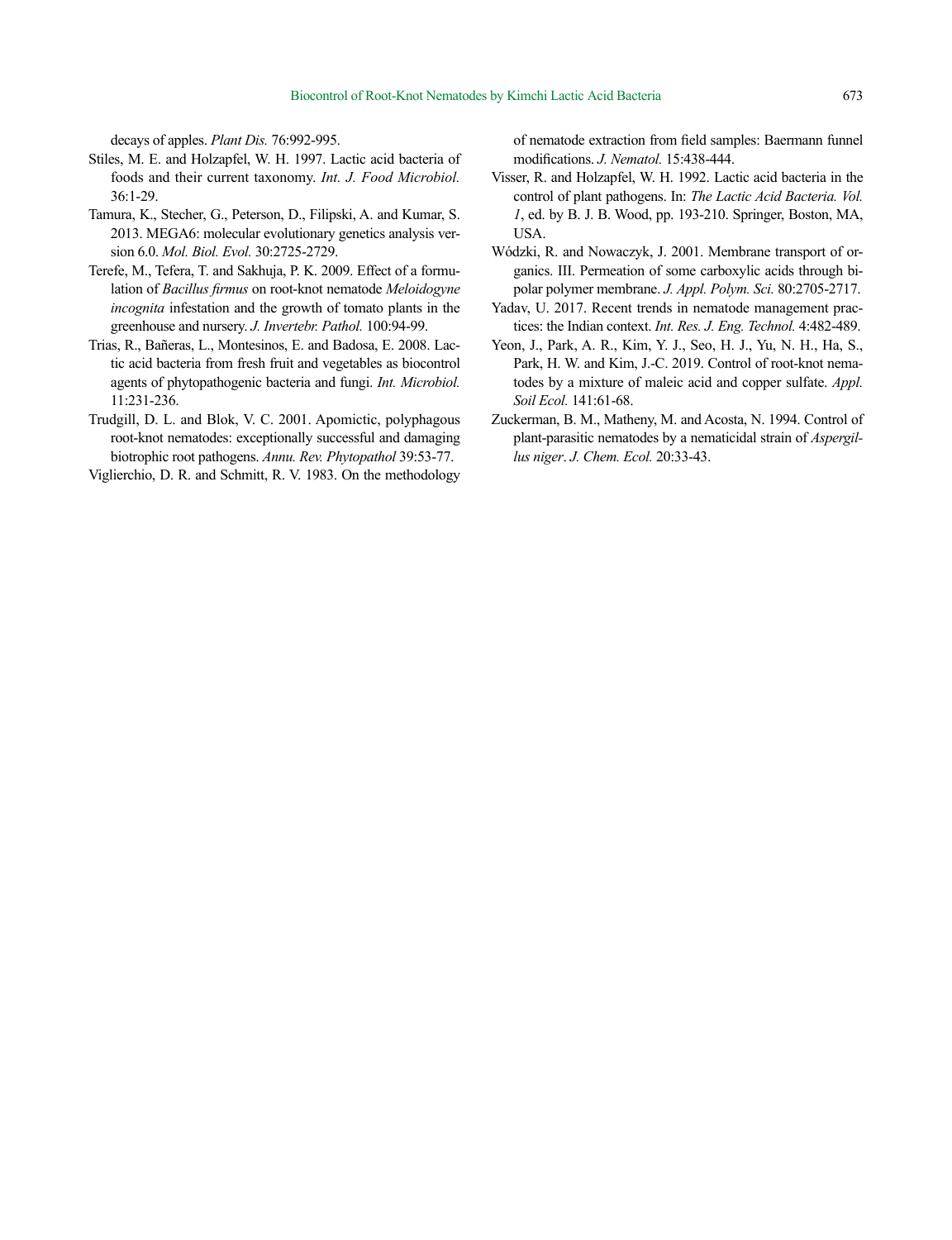decays of apples. *Plant Dis.* 76:992-995.

Stiles, M. E. and Holzapfel, W. H. 1997. Lactic acid bacteria of foods and their current taxonomy. *Int. J. Food Microbiol.* 36:1-29.

Tamura, K., Stecher, G., Peterson, D., Filipski, A. and Kumar, S. 2013. MEGA6: molecular evolutionary genetics analysis version 6.0. *Mol. Biol. Evol.* 30:2725-2729.

Terefe, M., Tefera, T. and Sakhuja, P. K. 2009. Effect of a formulation of *Bacillus firmus* on root-knot nematode *Meloidogyne incognita* infestation and the growth of tomato plants in the greenhouse and nursery. *J. Invertebr. Pathol.* 100:94-99.

Trias, R., Bañeras, L., Montesinos, E. and Badosa, E. 2008. Lactic acid bacteria from fresh fruit and vegetables as biocontrol agents of phytopathogenic bacteria and fungi. *Int. Microbiol.* 11:231-236.

Trudgill, D. L. and Blok, V. C. 2001. Apomictic, polyphagous root-knot nematodes: exceptionally successful and damaging biotrophic root pathogens. *Annu. Rev. Phytopathol* 39:53-77.

Viglierchio, D. R. and Schmitt, R. V. 1983. On the methodology of nematode extraction from field samples: Baermann funnel modifications. *J. Nematol.* 15:438-444.

Visser, R. and Holzapfel, W. H. 1992. Lactic acid bacteria in the control of plant pathogens. In: *The Lactic Acid Bacteria. Vol. 1*, ed. by B. J. B. Wood, pp. 193-210. Springer, Boston, MA, USA.

Wódzki, R. and Nowaczyk, J. 2001. Membrane transport of organics. III. Permeation of some carboxylic acids through bipolar polymer membrane. *J. Appl. Polym. Sci.* 80:2705-2717.

Yadav, U. 2017. Recent trends in nematode management practices: the Indian context. *Int. Res. J. Eng. Technol.* 4:482-489.

Yeon, J., Park, A. R., Kim, Y. J., Seo, H. J., Yu, N. H., Ha, S., Park, H. W. and Kim, J.-C. 2019. Control of root-knot nematodes by a mixture of maleic acid and copper sulfate. *Appl. Soil Ecol.* 141:61-68.

Zuckerman, B. M., Matheny, M. and Acosta, N. 1994. Control of plant-parasitic nematodes by a nematicidal strain of *Aspergillus niger*. *J. Chem. Ecol.* 20:33-43.